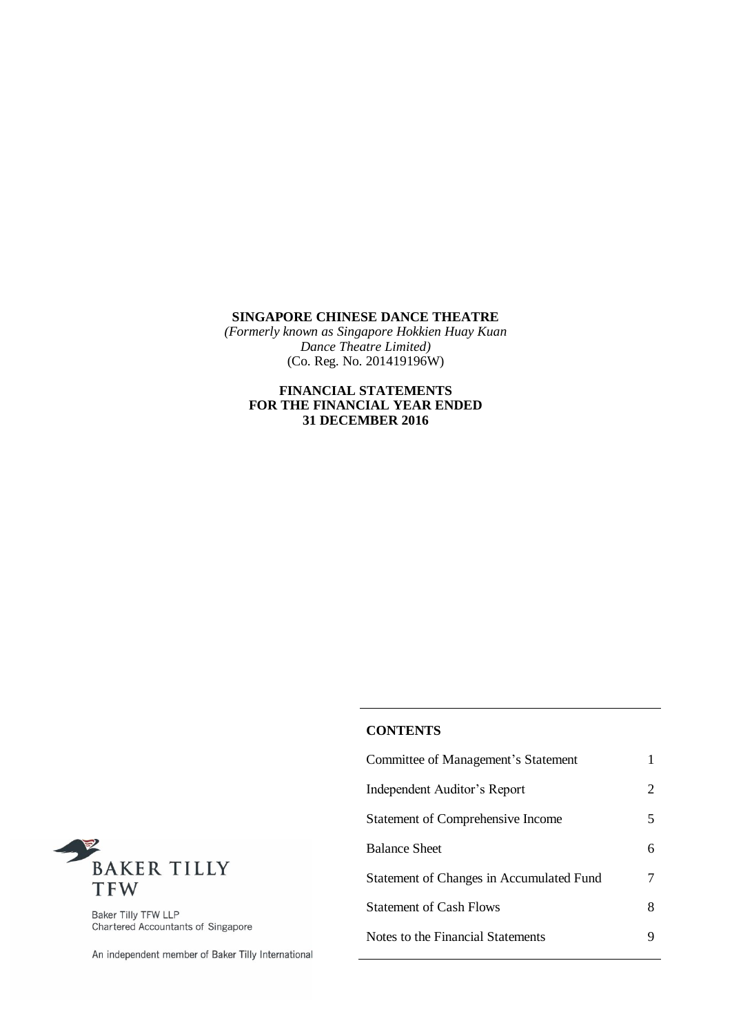**SINGAPORE CHINESE DANCE THEATRE**

*(Formerly known as Singapore Hokkien Huay Kuan Dance Theatre Limited)*

(Co. Reg. No. 201419196W)

**FINANCIAL STATEMENTS FOR THE FINANCIAL YEAR ENDED 31 DECEMBER 2016**

**CONTENTS**

| | |
|---|---|
| Committee of Management's Statement | 1 |
| Independent Auditor's Report | 2 |
| Statement of Comprehensive Income | 5 |
| Balance Sheet | 6 |
| Statement of Changes in Accumulated Fund | 7 |
| Statement of Cash Flows | 8 |
| Notes to the Financial Statements | 9 |

BAKER TILLY TFW

Baker Tilly TFW LLP
Chartered Accountants of Singapore

An independent member of Baker Tilly International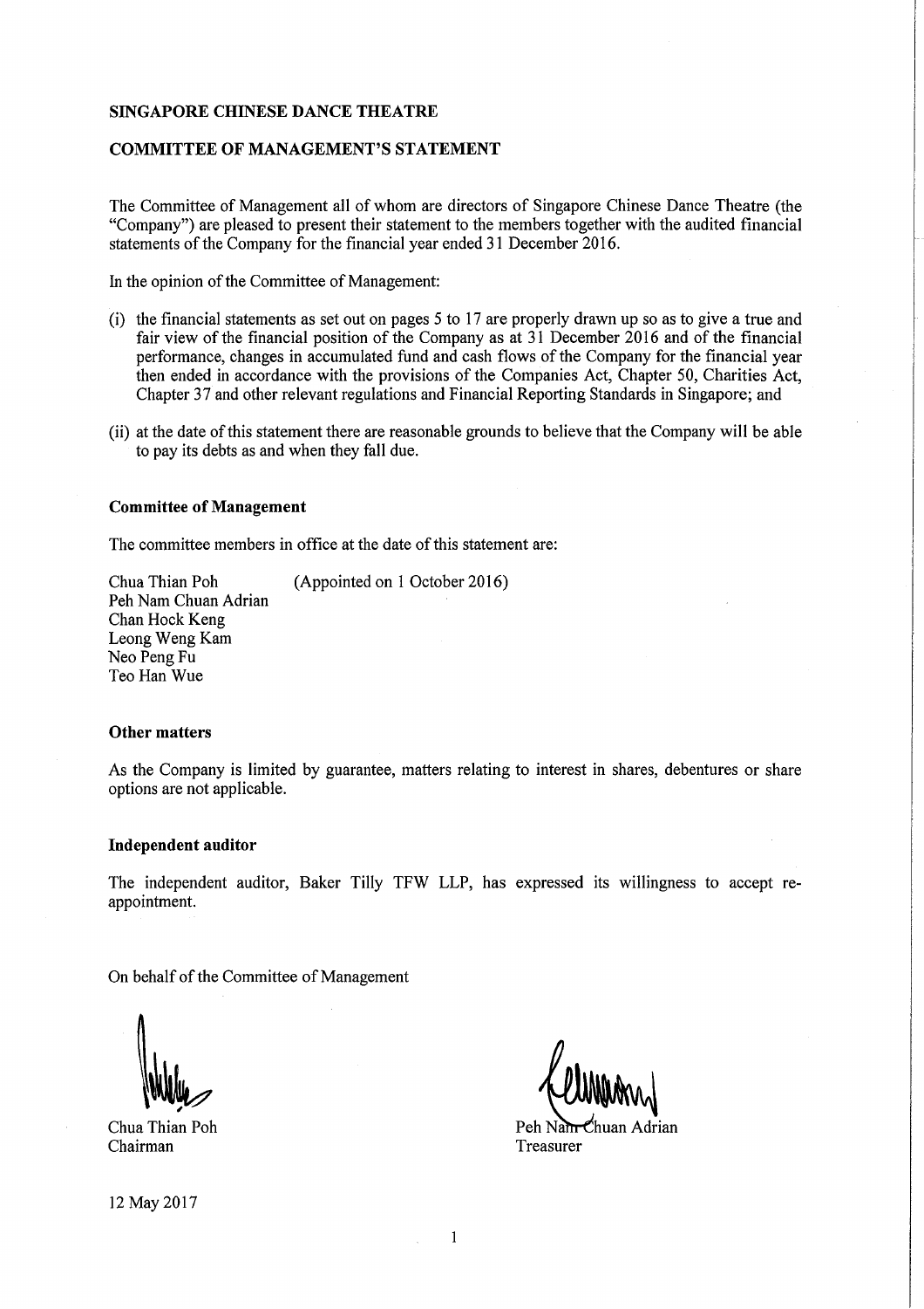**SINGAPORE CHINESE DANCE THEATRE**

**COMMITTEE OF MANAGEMENT'S STATEMENT**

The Committee of Management all of whom are directors of Singapore Chinese Dance Theatre (the "Company") are pleased to present their statement to the members together with the audited financial statements of the Company for the financial year ended 31 December 2016.

In the opinion of the Committee of Management:

(i) the financial statements as set out on pages 5 to 17 are properly drawn up so as to give a true and fair view of the financial position of the Company as at 31 December 2016 and of the financial performance, changes in accumulated fund and cash flows of the Company for the financial year then ended in accordance with the provisions of the Companies Act, Chapter 50, Charities Act, Chapter 37 and other relevant regulations and Financial Reporting Standards in Singapore; and

(ii) at the date of this statement there are reasonable grounds to believe that the Company will be able to pay its debts as and when they fall due.

**Committee of Management**

The committee members in office at the date of this statement are:

Chua Thian Poh (Appointed on 1 October 2016)
Peh Nam Chuan Adrian
Chan Hock Keng
Leong Weng Kam
Neo Peng Fu
Teo Han Wue

**Other matters**

As the Company is limited by guarantee, matters relating to interest in shares, debentures or share options are not applicable.

**Independent auditor**

The independent auditor, Baker Tilly TFW LLP, has expressed its willingness to accept re-appointment.

On behalf of the Committee of Management

Chua Thian Poh
Chairman

Peh Nam Chuan Adrian
Treasurer

12 May 2017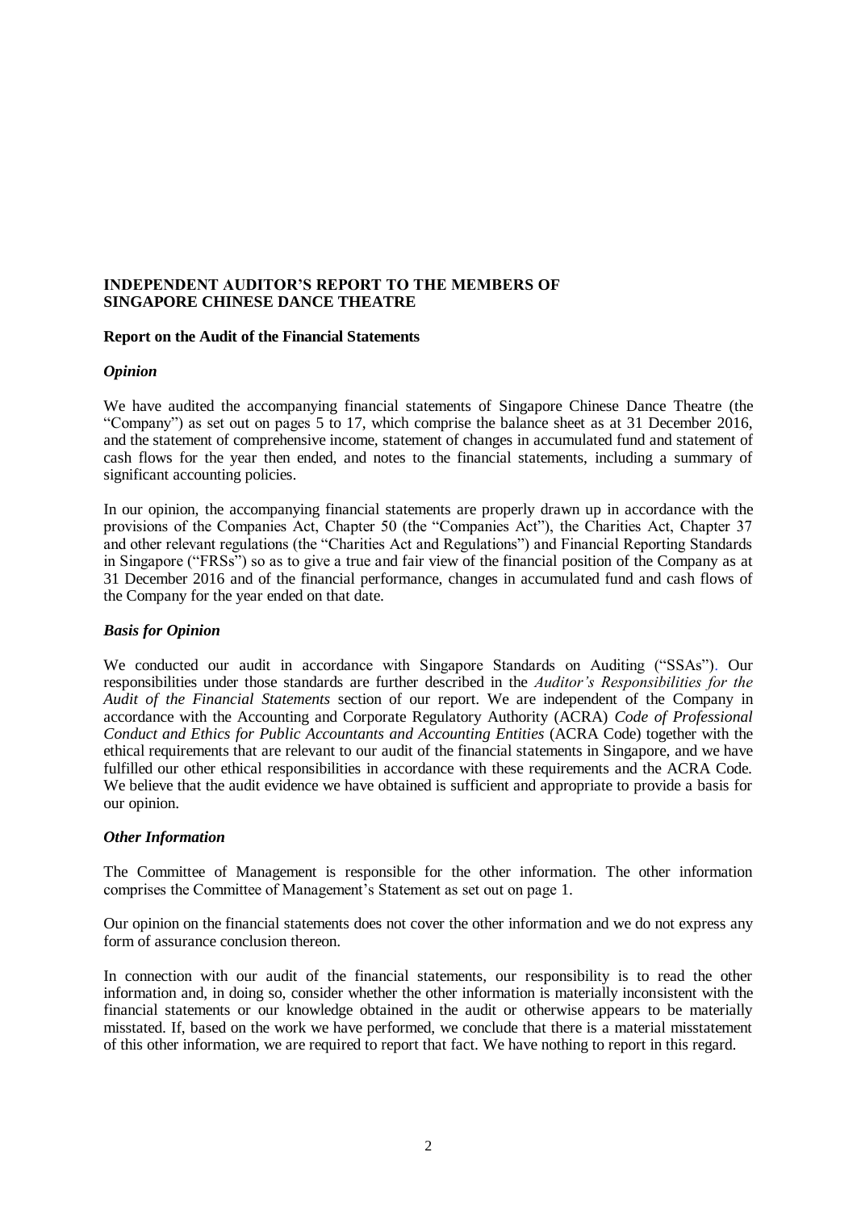**INDEPENDENT AUDITOR'S REPORT TO THE MEMBERS OF SINGAPORE CHINESE DANCE THEATRE**

**Report on the Audit of the Financial Statements**

***Opinion***

We have audited the accompanying financial statements of Singapore Chinese Dance Theatre (the "Company") as set out on pages 5 to 17, which comprise the balance sheet as at 31 December 2016, and the statement of comprehensive income, statement of changes in accumulated fund and statement of cash flows for the year then ended, and notes to the financial statements, including a summary of significant accounting policies.

In our opinion, the accompanying financial statements are properly drawn up in accordance with the provisions of the Companies Act, Chapter 50 (the "Companies Act"), the Charities Act, Chapter 37 and other relevant regulations (the "Charities Act and Regulations") and Financial Reporting Standards in Singapore ("FRSs") so as to give a true and fair view of the financial position of the Company as at 31 December 2016 and of the financial performance, changes in accumulated fund and cash flows of the Company for the year ended on that date.

***Basis for Opinion***

We conducted our audit in accordance with Singapore Standards on Auditing ("SSAs"). Our responsibilities under those standards are further described in the *Auditor's Responsibilities for the Audit of the Financial Statements* section of our report. We are independent of the Company in accordance with the Accounting and Corporate Regulatory Authority (ACRA) *Code of Professional Conduct and Ethics for Public Accountants and Accounting Entities* (ACRA Code) together with the ethical requirements that are relevant to our audit of the financial statements in Singapore, and we have fulfilled our other ethical responsibilities in accordance with these requirements and the ACRA Code. We believe that the audit evidence we have obtained is sufficient and appropriate to provide a basis for our opinion.

***Other Information***

The Committee of Management is responsible for the other information. The other information comprises the Committee of Management's Statement as set out on page 1.

Our opinion on the financial statements does not cover the other information and we do not express any form of assurance conclusion thereon.

In connection with our audit of the financial statements, our responsibility is to read the other information and, in doing so, consider whether the other information is materially inconsistent with the financial statements or our knowledge obtained in the audit or otherwise appears to be materially misstated. If, based on the work we have performed, we conclude that there is a material misstatement of this other information, we are required to report that fact. We have nothing to report in this regard.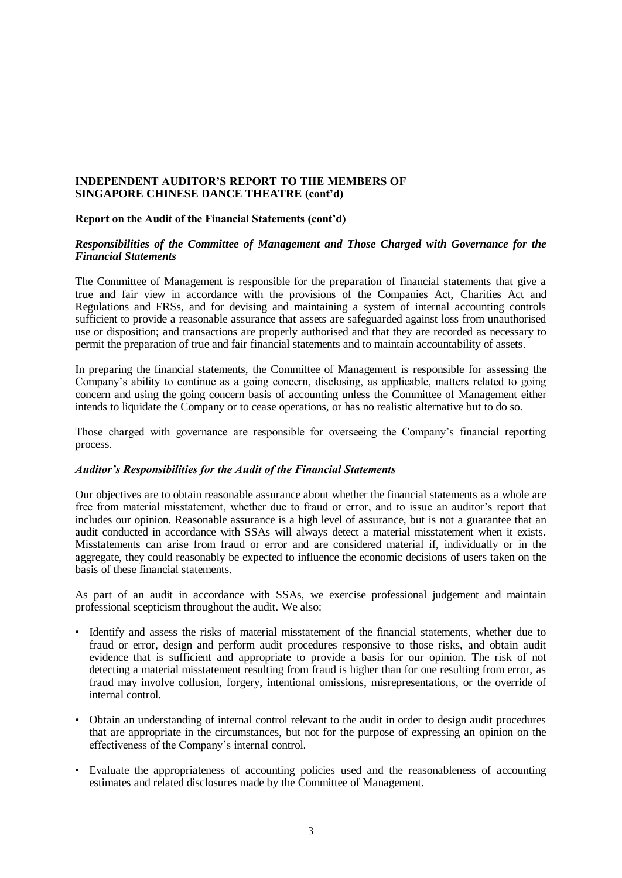**INDEPENDENT AUDITOR'S REPORT TO THE MEMBERS OF SINGAPORE CHINESE DANCE THEATRE (cont'd)**

**Report on the Audit of the Financial Statements (cont'd)**

***Responsibilities of the Committee of Management and Those Charged with Governance for the Financial Statements***

The Committee of Management is responsible for the preparation of financial statements that give a true and fair view in accordance with the provisions of the Companies Act, Charities Act and Regulations and FRSs, and for devising and maintaining a system of internal accounting controls sufficient to provide a reasonable assurance that assets are safeguarded against loss from unauthorised use or disposition; and transactions are properly authorised and that they are recorded as necessary to permit the preparation of true and fair financial statements and to maintain accountability of assets.

In preparing the financial statements, the Committee of Management is responsible for assessing the Company's ability to continue as a going concern, disclosing, as applicable, matters related to going concern and using the going concern basis of accounting unless the Committee of Management either intends to liquidate the Company or to cease operations, or has no realistic alternative but to do so.

Those charged with governance are responsible for overseeing the Company's financial reporting process.

***Auditor's Responsibilities for the Audit of the Financial Statements***

Our objectives are to obtain reasonable assurance about whether the financial statements as a whole are free from material misstatement, whether due to fraud or error, and to issue an auditor's report that includes our opinion. Reasonable assurance is a high level of assurance, but is not a guarantee that an audit conducted in accordance with SSAs will always detect a material misstatement when it exists. Misstatements can arise from fraud or error and are considered material if, individually or in the aggregate, they could reasonably be expected to influence the economic decisions of users taken on the basis of these financial statements.

As part of an audit in accordance with SSAs, we exercise professional judgement and maintain professional scepticism throughout the audit. We also:

- Identify and assess the risks of material misstatement of the financial statements, whether due to fraud or error, design and perform audit procedures responsive to those risks, and obtain audit evidence that is sufficient and appropriate to provide a basis for our opinion. The risk of not detecting a material misstatement resulting from fraud is higher than for one resulting from error, as fraud may involve collusion, forgery, intentional omissions, misrepresentations, or the override of internal control.

- Obtain an understanding of internal control relevant to the audit in order to design audit procedures that are appropriate in the circumstances, but not for the purpose of expressing an opinion on the effectiveness of the Company's internal control.

- Evaluate the appropriateness of accounting policies used and the reasonableness of accounting estimates and related disclosures made by the Committee of Management.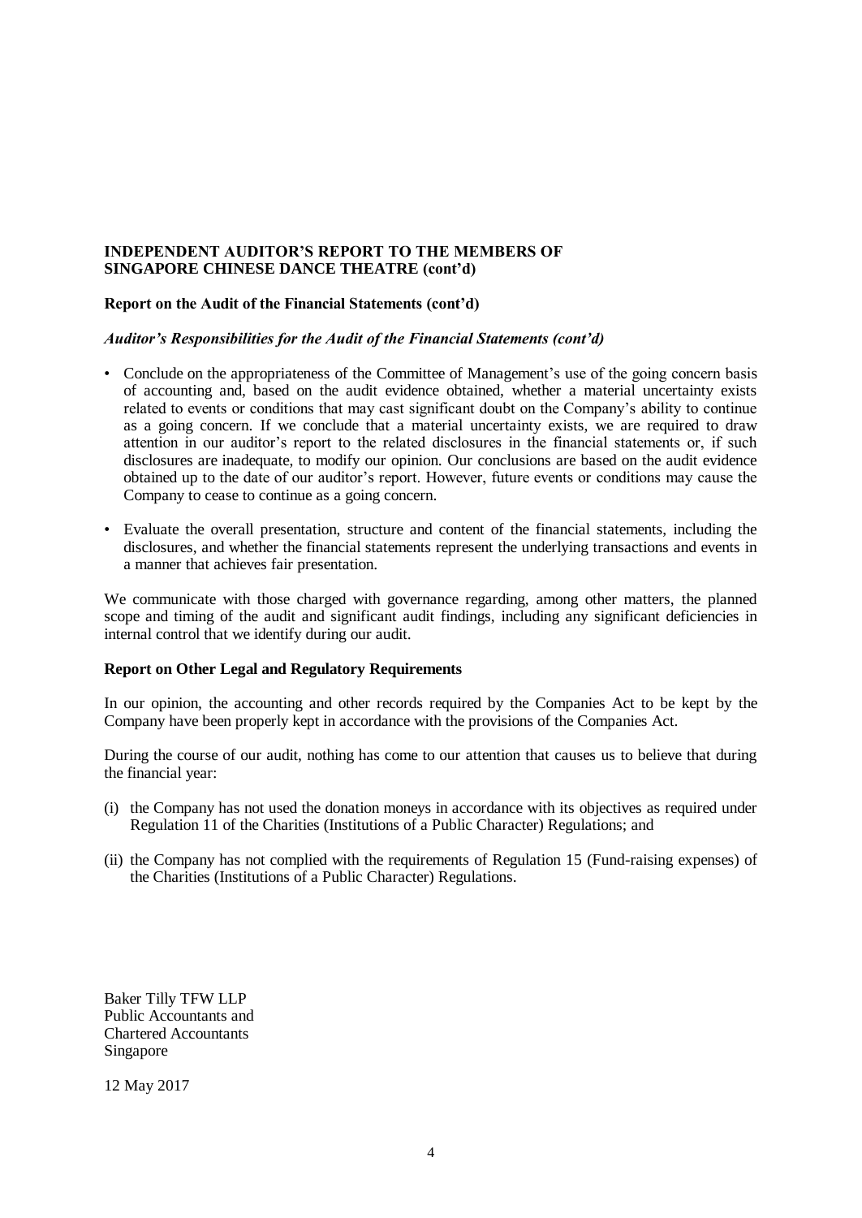**INDEPENDENT AUDITOR'S REPORT TO THE MEMBERS OF SINGAPORE CHINESE DANCE THEATRE (cont'd)**

**Report on the Audit of the Financial Statements (cont'd)**

***Auditor's Responsibilities for the Audit of the Financial Statements (cont'd)***

- Conclude on the appropriateness of the Committee of Management's use of the going concern basis of accounting and, based on the audit evidence obtained, whether a material uncertainty exists related to events or conditions that may cast significant doubt on the Company's ability to continue as a going concern. If we conclude that a material uncertainty exists, we are required to draw attention in our auditor's report to the related disclosures in the financial statements or, if such disclosures are inadequate, to modify our opinion. Our conclusions are based on the audit evidence obtained up to the date of our auditor's report. However, future events or conditions may cause the Company to cease to continue as a going concern.

- Evaluate the overall presentation, structure and content of the financial statements, including the disclosures, and whether the financial statements represent the underlying transactions and events in a manner that achieves fair presentation.

We communicate with those charged with governance regarding, among other matters, the planned scope and timing of the audit and significant audit findings, including any significant deficiencies in internal control that we identify during our audit.

**Report on Other Legal and Regulatory Requirements**

In our opinion, the accounting and other records required by the Companies Act to be kept by the Company have been properly kept in accordance with the provisions of the Companies Act.

During the course of our audit, nothing has come to our attention that causes us to believe that during the financial year:

(i) the Company has not used the donation moneys in accordance with its objectives as required under Regulation 11 of the Charities (Institutions of a Public Character) Regulations; and

(ii) the Company has not complied with the requirements of Regulation 15 (Fund-raising expenses) of the Charities (Institutions of a Public Character) Regulations.

Baker Tilly TFW LLP
Public Accountants and
Chartered Accountants
Singapore

12 May 2017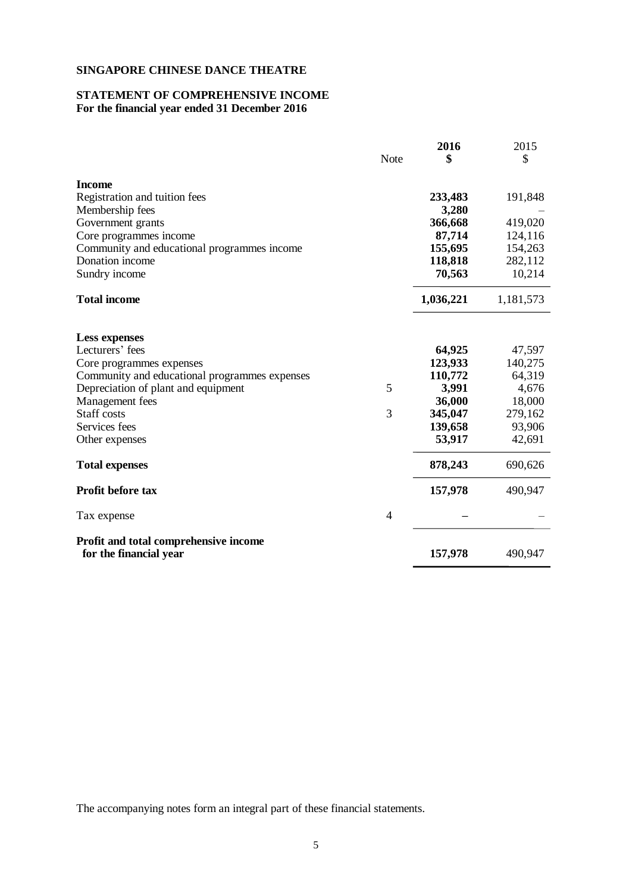**SINGAPORE CHINESE DANCE THEATRE**

**STATEMENT OF COMPREHENSIVE INCOME**
**For the financial year ended 31 December 2016**

| | Note | **2016** **\$** | 2015 \$ |
|---|---|---|---|
| **Income** | | | |
| Registration and tuition fees | | **233,483** | 191,848 |
| Membership fees | | **3,280** | – |
| Government grants | | **366,668** | 419,020 |
| Core programmes income | | **87,714** | 124,116 |
| Community and educational programmes income | | **155,695** | 154,263 |
| Donation income | | **118,818** | 282,112 |
| Sundry income | | **70,563** | 10,214 |
| **Total income** | | **1,036,221** | 1,181,573 |
| | | | |
| **Less expenses** | | | |
| Lecturers' fees | | **64,925** | 47,597 |
| Core programmes expenses | | **123,933** | 140,275 |
| Community and educational programmes expenses | | **110,772** | 64,319 |
| Depreciation of plant and equipment | 5 | **3,991** | 4,676 |
| Management fees | | **36,000** | 18,000 |
| Staff costs | 3 | **345,047** | 279,162 |
| Services fees | | **139,658** | 93,906 |
| Other expenses | | **53,917** | 42,691 |
| **Total expenses** | | **878,243** | 690,626 |
| **Profit before tax** | | **157,978** | 490,947 |
| Tax expense | 4 | **–** | – |
| **Profit and total comprehensive income for the financial year** | | **157,978** | 490,947 |

The accompanying notes form an integral part of these financial statements.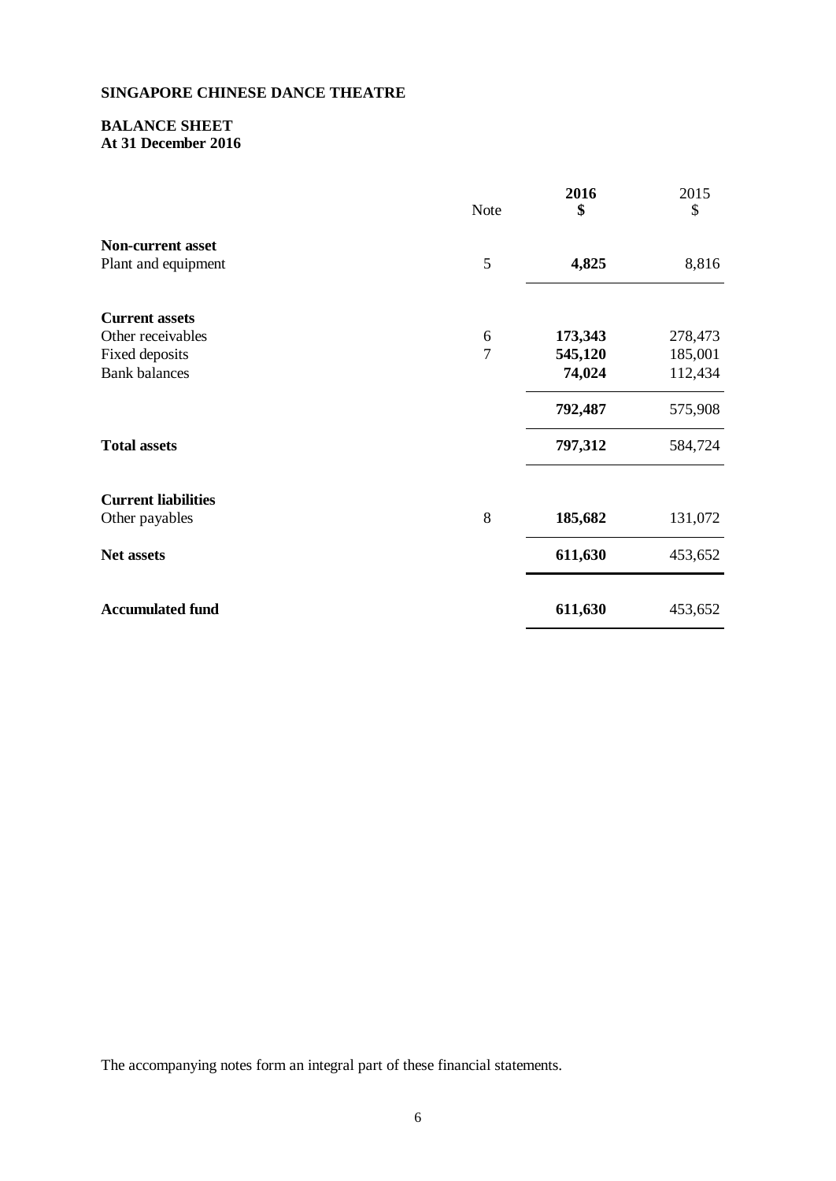**SINGAPORE CHINESE DANCE THEATRE**

**BALANCE SHEET**
**At 31 December 2016**

| | Note | **2016** **$** | 2015 $ |
|---|---|---|---|
| **Non-current asset** | | | |
| Plant and equipment | 5 | **4,825** | 8,816 |
| | | | |
| **Current assets** | | | |
| Other receivables | 6 | **173,343** | 278,473 |
| Fixed deposits | 7 | **545,120** | 185,001 |
| Bank balances | | **74,024** | 112,434 |
| | | **792,487** | 575,908 |
| **Total assets** | | **797,312** | 584,724 |
| | | | |
| **Current liabilities** | | | |
| Other payables | 8 | **185,682** | 131,072 |
| **Net assets** | | **611,630** | 453,652 |
| | | | |
| **Accumulated fund** | | **611,630** | 453,652 |

The accompanying notes form an integral part of these financial statements.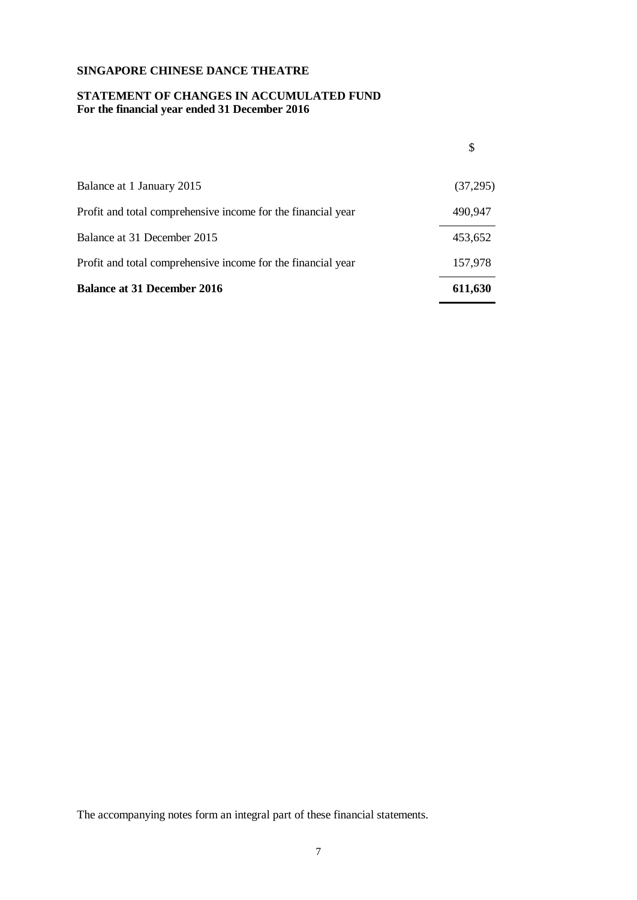**SINGAPORE CHINESE DANCE THEATRE**

**STATEMENT OF CHANGES IN ACCUMULATED FUND**
**For the financial year ended 31 December 2016**

| | $ |
|---|---|
| Balance at 1 January 2015 | (37,295) |
| Profit and total comprehensive income for the financial year | 490,947 |
| Balance at 31 December 2015 | 453,652 |
| Profit and total comprehensive income for the financial year | 157,978 |
| **Balance at 31 December 2016** | **611,630** |

The accompanying notes form an integral part of these financial statements.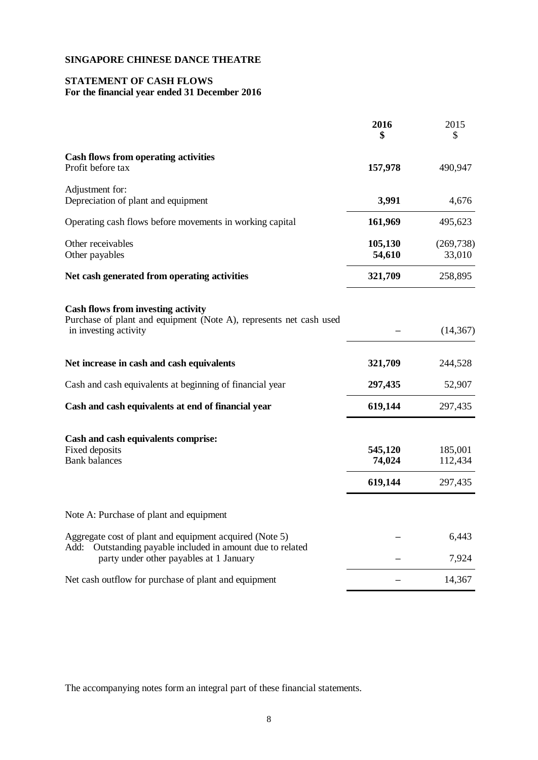**SINGAPORE CHINESE DANCE THEATRE**

**STATEMENT OF CASH FLOWS**
**For the financial year ended 31 December 2016**

| | **2016** **$** | 2015 $ |
|---|---|---|
| **Cash flows from operating activities** | | |
| Profit before tax | **157,978** | 490,947 |
| Adjustment for: | | |
| Depreciation of plant and equipment | **3,991** | 4,676 |
| Operating cash flows before movements in working capital | **161,969** | 495,623 |
| Other receivables | **105,130** | (269,738) |
| Other payables | **54,610** | 33,010 |
| **Net cash generated from operating activities** | **321,709** | 258,895 |
| **Cash flows from investing activity** | | |
| Purchase of plant and equipment (Note A), represents net cash used in investing activity | – | (14,367) |
| **Net increase in cash and cash equivalents** | **321,709** | 244,528 |
| Cash and cash equivalents at beginning of financial year | **297,435** | 52,907 |
| **Cash and cash equivalents at end of financial year** | **619,144** | 297,435 |
| **Cash and cash equivalents comprise:** | | |
| Fixed deposits | **545,120** | 185,001 |
| Bank balances | **74,024** | 112,434 |
| | **619,144** | 297,435 |
| Note A: Purchase of plant and equipment | | |
| Aggregate cost of plant and equipment acquired (Note 5) | – | 6,443 |
| Add: Outstanding payable included in amount due to related party under other payables at 1 January | – | 7,924 |
| Net cash outflow for purchase of plant and equipment | – | 14,367 |

The accompanying notes form an integral part of these financial statements.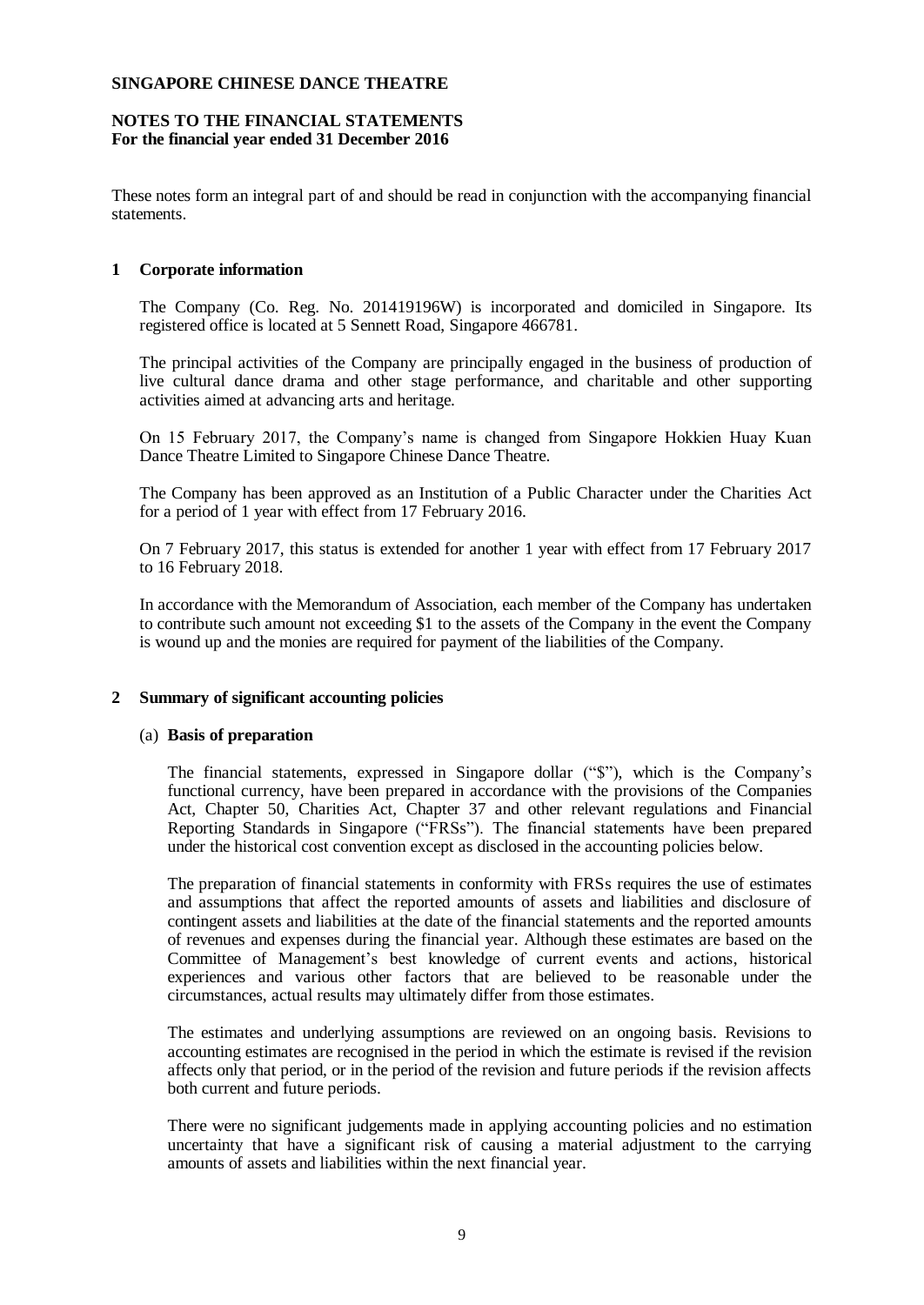# SINGAPORE CHINESE DANCE THEATRE

## NOTES TO THE FINANCIAL STATEMENTS
**For the financial year ended 31 December 2016**

These notes form an integral part of and should be read in conjunction with the accompanying financial statements.

### 1 Corporate information

The Company (Co. Reg. No. 201419196W) is incorporated and domiciled in Singapore. Its registered office is located at 5 Sennett Road, Singapore 466781.

The principal activities of the Company are principally engaged in the business of production of live cultural dance drama and other stage performance, and charitable and other supporting activities aimed at advancing arts and heritage.

On 15 February 2017, the Company's name is changed from Singapore Hokkien Huay Kuan Dance Theatre Limited to Singapore Chinese Dance Theatre.

The Company has been approved as an Institution of a Public Character under the Charities Act for a period of 1 year with effect from 17 February 2016.

On 7 February 2017, this status is extended for another 1 year with effect from 17 February 2017 to 16 February 2018.

In accordance with the Memorandum of Association, each member of the Company has undertaken to contribute such amount not exceeding $1 to the assets of the Company in the event the Company is wound up and the monies are required for payment of the liabilities of the Company.

### 2 Summary of significant accounting policies

#### (a) Basis of preparation

The financial statements, expressed in Singapore dollar ("$"), which is the Company's functional currency, have been prepared in accordance with the provisions of the Companies Act, Chapter 50, Charities Act, Chapter 37 and other relevant regulations and Financial Reporting Standards in Singapore ("FRSs"). The financial statements have been prepared under the historical cost convention except as disclosed in the accounting policies below.

The preparation of financial statements in conformity with FRSs requires the use of estimates and assumptions that affect the reported amounts of assets and liabilities and disclosure of contingent assets and liabilities at the date of the financial statements and the reported amounts of revenues and expenses during the financial year. Although these estimates are based on the Committee of Management's best knowledge of current events and actions, historical experiences and various other factors that are believed to be reasonable under the circumstances, actual results may ultimately differ from those estimates.

The estimates and underlying assumptions are reviewed on an ongoing basis. Revisions to accounting estimates are recognised in the period in which the estimate is revised if the revision affects only that period, or in the period of the revision and future periods if the revision affects both current and future periods.

There were no significant judgements made in applying accounting policies and no estimation uncertainty that have a significant risk of causing a material adjustment to the carrying amounts of assets and liabilities within the next financial year.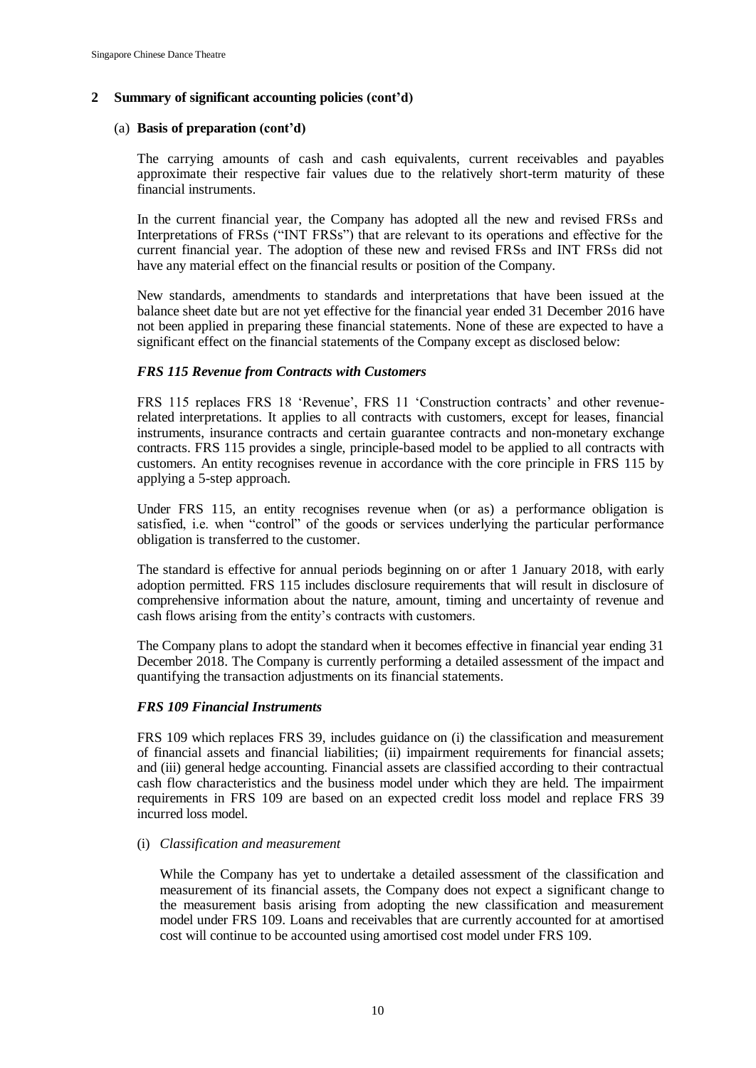## 2 Summary of significant accounting policies (cont'd)

### (a) Basis of preparation (cont'd)

The carrying amounts of cash and cash equivalents, current receivables and payables approximate their respective fair values due to the relatively short-term maturity of these financial instruments.

In the current financial year, the Company has adopted all the new and revised FRSs and Interpretations of FRSs ("INT FRSs") that are relevant to its operations and effective for the current financial year. The adoption of these new and revised FRSs and INT FRSs did not have any material effect on the financial results or position of the Company.

New standards, amendments to standards and interpretations that have been issued at the balance sheet date but are not yet effective for the financial year ended 31 December 2016 have not been applied in preparing these financial statements. None of these are expected to have a significant effect on the financial statements of the Company except as disclosed below:

***FRS 115 Revenue from Contracts with Customers***

FRS 115 replaces FRS 18 'Revenue', FRS 11 'Construction contracts' and other revenue-related interpretations. It applies to all contracts with customers, except for leases, financial instruments, insurance contracts and certain guarantee contracts and non-monetary exchange contracts. FRS 115 provides a single, principle-based model to be applied to all contracts with customers. An entity recognises revenue in accordance with the core principle in FRS 115 by applying a 5-step approach.

Under FRS 115, an entity recognises revenue when (or as) a performance obligation is satisfied, i.e. when "control" of the goods or services underlying the particular performance obligation is transferred to the customer.

The standard is effective for annual periods beginning on or after 1 January 2018, with early adoption permitted. FRS 115 includes disclosure requirements that will result in disclosure of comprehensive information about the nature, amount, timing and uncertainty of revenue and cash flows arising from the entity's contracts with customers.

The Company plans to adopt the standard when it becomes effective in financial year ending 31 December 2018. The Company is currently performing a detailed assessment of the impact and quantifying the transaction adjustments on its financial statements.

***FRS 109 Financial Instruments***

FRS 109 which replaces FRS 39, includes guidance on (i) the classification and measurement of financial assets and financial liabilities; (ii) impairment requirements for financial assets; and (iii) general hedge accounting. Financial assets are classified according to their contractual cash flow characteristics and the business model under which they are held. The impairment requirements in FRS 109 are based on an expected credit loss model and replace FRS 39 incurred loss model.

(i) *Classification and measurement*

While the Company has yet to undertake a detailed assessment of the classification and measurement of its financial assets, the Company does not expect a significant change to the measurement basis arising from adopting the new classification and measurement model under FRS 109. Loans and receivables that are currently accounted for at amortised cost will continue to be accounted using amortised cost model under FRS 109.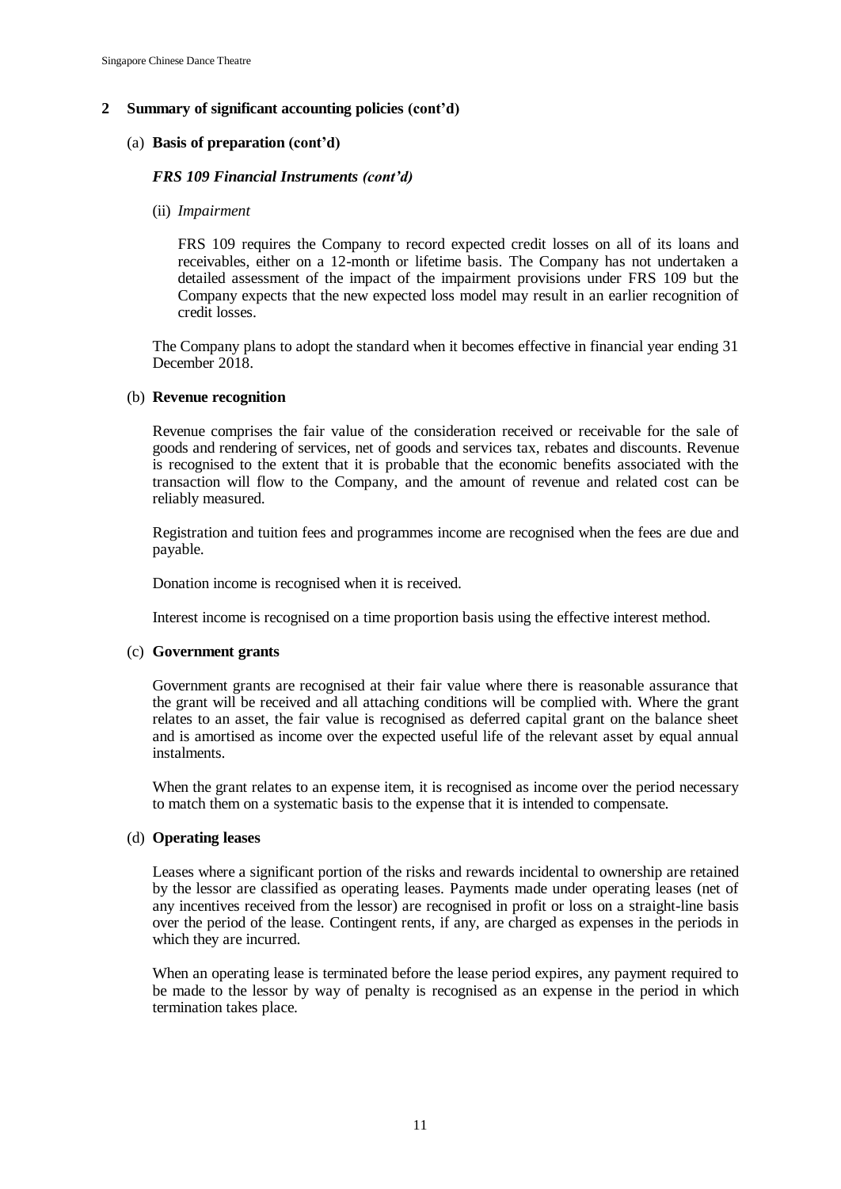## 2 Summary of significant accounting policies (cont'd)

### (a) Basis of preparation (cont'd)

***FRS 109 Financial Instruments (cont'd)***

(ii) *Impairment*

FRS 109 requires the Company to record expected credit losses on all of its loans and receivables, either on a 12-month or lifetime basis. The Company has not undertaken a detailed assessment of the impact of the impairment provisions under FRS 109 but the Company expects that the new expected loss model may result in an earlier recognition of credit losses.

The Company plans to adopt the standard when it becomes effective in financial year ending 31 December 2018.

### (b) Revenue recognition

Revenue comprises the fair value of the consideration received or receivable for the sale of goods and rendering of services, net of goods and services tax, rebates and discounts. Revenue is recognised to the extent that it is probable that the economic benefits associated with the transaction will flow to the Company, and the amount of revenue and related cost can be reliably measured.

Registration and tuition fees and programmes income are recognised when the fees are due and payable.

Donation income is recognised when it is received.

Interest income is recognised on a time proportion basis using the effective interest method.

### (c) Government grants

Government grants are recognised at their fair value where there is reasonable assurance that the grant will be received and all attaching conditions will be complied with. Where the grant relates to an asset, the fair value is recognised as deferred capital grant on the balance sheet and is amortised as income over the expected useful life of the relevant asset by equal annual instalments.

When the grant relates to an expense item, it is recognised as income over the period necessary to match them on a systematic basis to the expense that it is intended to compensate.

### (d) Operating leases

Leases where a significant portion of the risks and rewards incidental to ownership are retained by the lessor are classified as operating leases. Payments made under operating leases (net of any incentives received from the lessor) are recognised in profit or loss on a straight-line basis over the period of the lease. Contingent rents, if any, are charged as expenses in the periods in which they are incurred.

When an operating lease is terminated before the lease period expires, any payment required to be made to the lessor by way of penalty is recognised as an expense in the period in which termination takes place.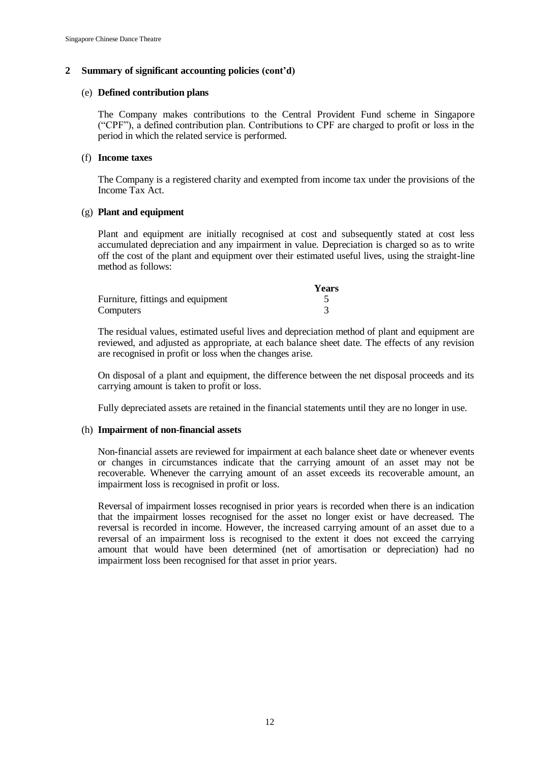## 2 Summary of significant accounting policies (cont'd)

### (e) Defined contribution plans

The Company makes contributions to the Central Provident Fund scheme in Singapore ("CPF"), a defined contribution plan. Contributions to CPF are charged to profit or loss in the period in which the related service is performed.

### (f) Income taxes

The Company is a registered charity and exempted from income tax under the provisions of the Income Tax Act.

### (g) Plant and equipment

Plant and equipment are initially recognised at cost and subsequently stated at cost less accumulated depreciation and any impairment in value. Depreciation is charged so as to write off the cost of the plant and equipment over their estimated useful lives, using the straight-line method as follows:

| | **Years** |
|---|---|
| Furniture, fittings and equipment | 5 |
| Computers | 3 |

The residual values, estimated useful lives and depreciation method of plant and equipment are reviewed, and adjusted as appropriate, at each balance sheet date. The effects of any revision are recognised in profit or loss when the changes arise.

On disposal of a plant and equipment, the difference between the net disposal proceeds and its carrying amount is taken to profit or loss.

Fully depreciated assets are retained in the financial statements until they are no longer in use.

### (h) Impairment of non-financial assets

Non-financial assets are reviewed for impairment at each balance sheet date or whenever events or changes in circumstances indicate that the carrying amount of an asset may not be recoverable. Whenever the carrying amount of an asset exceeds its recoverable amount, an impairment loss is recognised in profit or loss.

Reversal of impairment losses recognised in prior years is recorded when there is an indication that the impairment losses recognised for the asset no longer exist or have decreased. The reversal is recorded in income. However, the increased carrying amount of an asset due to a reversal of an impairment loss is recognised to the extent it does not exceed the carrying amount that would have been determined (net of amortisation or depreciation) had no impairment loss been recognised for that asset in prior years.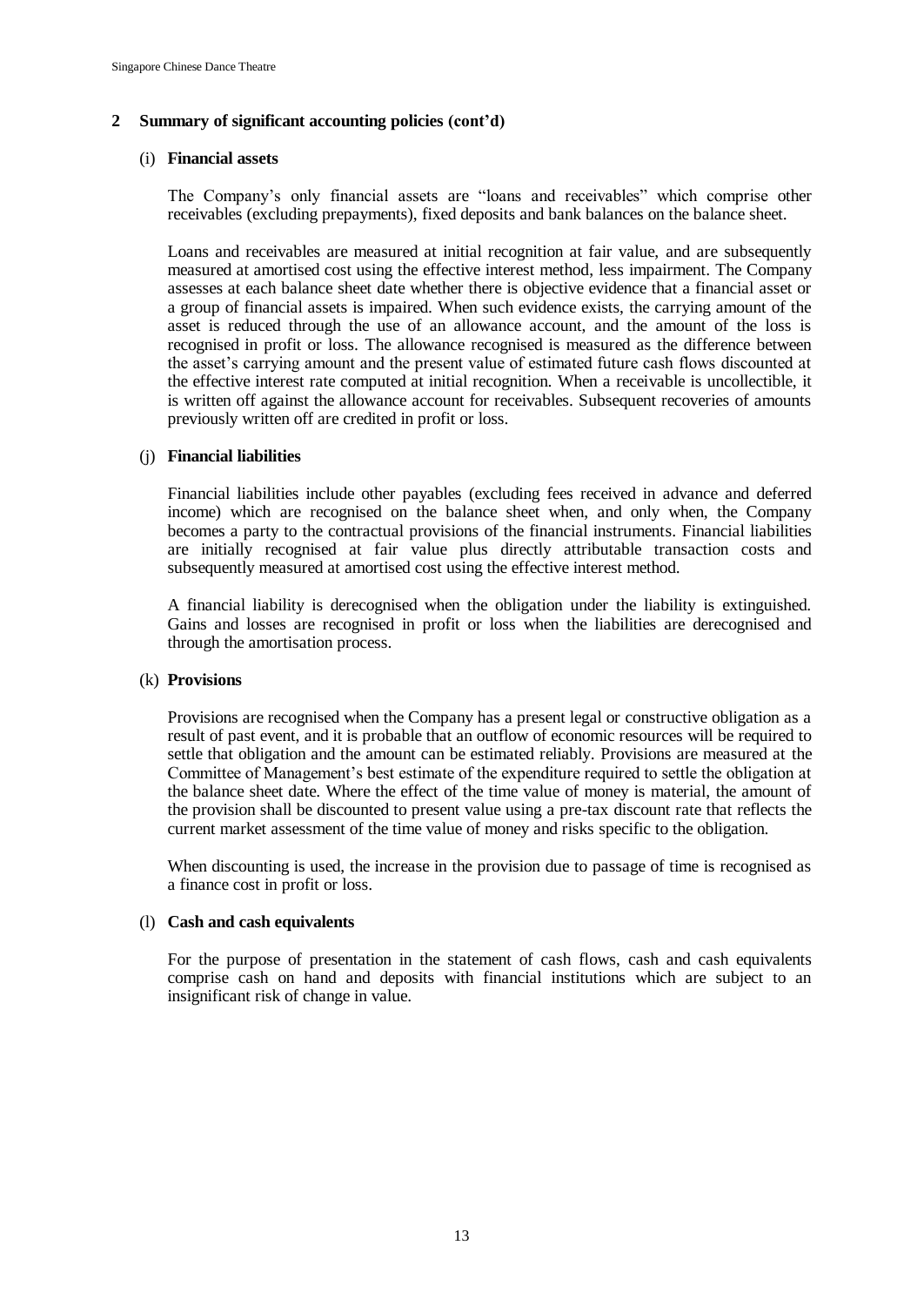## 2 Summary of significant accounting policies (cont'd)

### (i) Financial assets

The Company's only financial assets are "loans and receivables" which comprise other receivables (excluding prepayments), fixed deposits and bank balances on the balance sheet.

Loans and receivables are measured at initial recognition at fair value, and are subsequently measured at amortised cost using the effective interest method, less impairment. The Company assesses at each balance sheet date whether there is objective evidence that a financial asset or a group of financial assets is impaired. When such evidence exists, the carrying amount of the asset is reduced through the use of an allowance account, and the amount of the loss is recognised in profit or loss. The allowance recognised is measured as the difference between the asset's carrying amount and the present value of estimated future cash flows discounted at the effective interest rate computed at initial recognition. When a receivable is uncollectible, it is written off against the allowance account for receivables. Subsequent recoveries of amounts previously written off are credited in profit or loss.

### (j) Financial liabilities

Financial liabilities include other payables (excluding fees received in advance and deferred income) which are recognised on the balance sheet when, and only when, the Company becomes a party to the contractual provisions of the financial instruments. Financial liabilities are initially recognised at fair value plus directly attributable transaction costs and subsequently measured at amortised cost using the effective interest method.

A financial liability is derecognised when the obligation under the liability is extinguished. Gains and losses are recognised in profit or loss when the liabilities are derecognised and through the amortisation process.

### (k) Provisions

Provisions are recognised when the Company has a present legal or constructive obligation as a result of past event, and it is probable that an outflow of economic resources will be required to settle that obligation and the amount can be estimated reliably. Provisions are measured at the Committee of Management's best estimate of the expenditure required to settle the obligation at the balance sheet date. Where the effect of the time value of money is material, the amount of the provision shall be discounted to present value using a pre-tax discount rate that reflects the current market assessment of the time value of money and risks specific to the obligation.

When discounting is used, the increase in the provision due to passage of time is recognised as a finance cost in profit or loss.

### (l) Cash and cash equivalents

For the purpose of presentation in the statement of cash flows, cash and cash equivalents comprise cash on hand and deposits with financial institutions which are subject to an insignificant risk of change in value.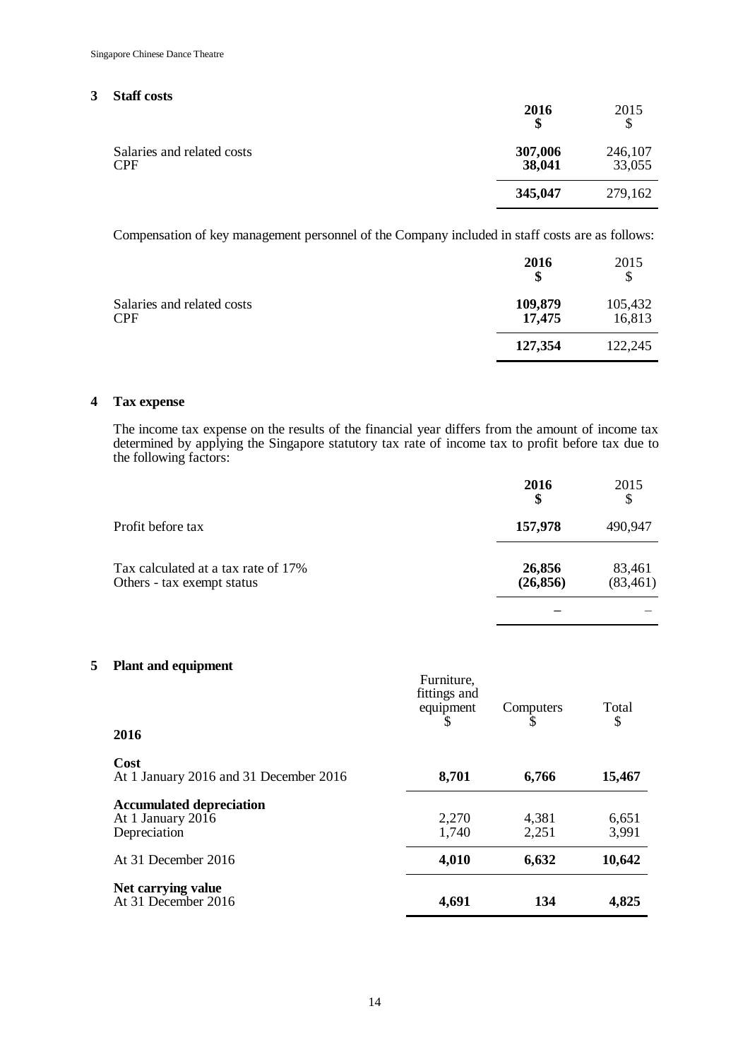## 3 Staff costs

| | 2016<br>$ | 2015<br>$ |
|---|---|---|
| Salaries and related costs | **307,006** | 246,107 |
| CPF | **38,041** | 33,055 |
| | **345,047** | 279,162 |

Compensation of key management personnel of the Company included in staff costs are as follows:

| | 2016<br>$ | 2015<br>$ |
|---|---|---|
| Salaries and related costs | **109,879** | 105,432 |
| CPF | **17,475** | 16,813 |
| | **127,354** | 122,245 |

## 4 Tax expense

The income tax expense on the results of the financial year differs from the amount of income tax determined by applying the Singapore statutory tax rate of income tax to profit before tax due to the following factors:

| | 2016<br>$ | 2015<br>$ |
|---|---|---|
| Profit before tax | **157,978** | 490,947 |
| Tax calculated at a tax rate of 17% | **26,856** | 83,461 |
| Others - tax exempt status | **(26,856)** | (83,461) |
| | **–** | – |

## 5 Plant and equipment

| 2016 | Furniture, fittings and equipment<br>$ | Computers<br>$ | Total<br>$ |
|---|---|---|---|
| **Cost** | | | |
| At 1 January 2016 and 31 December 2016 | **8,701** | **6,766** | **15,467** |
| **Accumulated depreciation** | | | |
| At 1 January 2016 | 2,270 | 4,381 | 6,651 |
| Depreciation | 1,740 | 2,251 | 3,991 |
| At 31 December 2016 | **4,010** | **6,632** | **10,642** |
| **Net carrying value** | | | |
| At 31 December 2016 | **4,691** | **134** | **4,825** |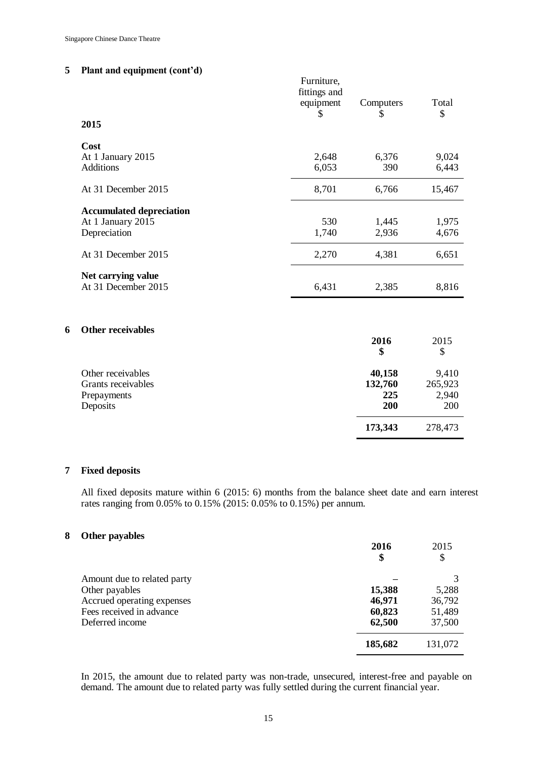## 5 Plant and equipment (cont'd)

| 2015 | Furniture, fittings and equipment $ | Computers $ | Total $ |
|---|---|---|---|
| **Cost** | | | |
| At 1 January 2015 | 2,648 | 6,376 | 9,024 |
| Additions | 6,053 | 390 | 6,443 |
| At 31 December 2015 | 8,701 | 6,766 | 15,467 |
| **Accumulated depreciation** | | | |
| At 1 January 2015 | 530 | 1,445 | 1,975 |
| Depreciation | 1,740 | 2,936 | 4,676 |
| At 31 December 2015 | 2,270 | 4,381 | 6,651 |
| **Net carrying value** | | | |
| At 31 December 2015 | 6,431 | 2,385 | 8,816 |

## 6 Other receivables

| | **2016 $** | 2015 $ |
|---|---|---|
| Other receivables | **40,158** | 9,410 |
| Grants receivables | **132,760** | 265,923 |
| Prepayments | **225** | 2,940 |
| Deposits | **200** | 200 |
| | **173,343** | 278,473 |

## 7 Fixed deposits

All fixed deposits mature within 6 (2015: 6) months from the balance sheet date and earn interest rates ranging from 0.05% to 0.15% (2015: 0.05% to 0.15%) per annum.

## 8 Other payables

| | **2016 $** | 2015 $ |
|---|---|---|
| Amount due to related party | – | 3 |
| Other payables | **15,388** | 5,288 |
| Accrued operating expenses | **46,971** | 36,792 |
| Fees received in advance | **60,823** | 51,489 |
| Deferred income | **62,500** | 37,500 |
| | **185,682** | 131,072 |

In 2015, the amount due to related party was non-trade, unsecured, interest-free and payable on demand. The amount due to related party was fully settled during the current financial year.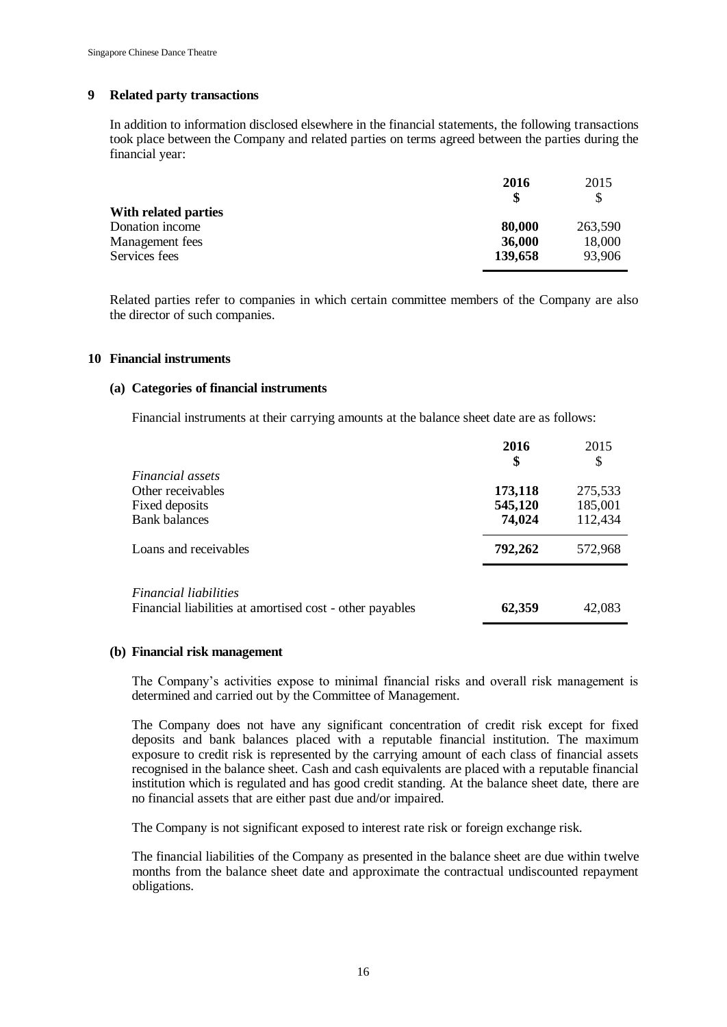## 9 Related party transactions

In addition to information disclosed elsewhere in the financial statements, the following transactions took place between the Company and related parties on terms agreed between the parties during the financial year:

| | **2016** | 2015 |
|---|---|---|
| | **$** | $ |
| **With related parties** | | |
| Donation income | **80,000** | 263,590 |
| Management fees | **36,000** | 18,000 |
| Services fees | **139,658** | 93,906 |

Related parties refer to companies in which certain committee members of the Company are also the director of such companies.

## 10 Financial instruments

### (a) Categories of financial instruments

Financial instruments at their carrying amounts at the balance sheet date are as follows:

| | **2016** | 2015 |
|---|---|---|
| | **$** | $ |
| *Financial assets* | | |
| Other receivables | **173,118** | 275,533 |
| Fixed deposits | **545,120** | 185,001 |
| Bank balances | **74,024** | 112,434 |
| Loans and receivables | **792,262** | 572,968 |
| *Financial liabilities* | | |
| Financial liabilities at amortised cost - other payables | **62,359** | 42,083 |

### (b) Financial risk management

The Company's activities expose to minimal financial risks and overall risk management is determined and carried out by the Committee of Management.

The Company does not have any significant concentration of credit risk except for fixed deposits and bank balances placed with a reputable financial institution. The maximum exposure to credit risk is represented by the carrying amount of each class of financial assets recognised in the balance sheet. Cash and cash equivalents are placed with a reputable financial institution which is regulated and has good credit standing. At the balance sheet date, there are no financial assets that are either past due and/or impaired.

The Company is not significant exposed to interest rate risk or foreign exchange risk.

The financial liabilities of the Company as presented in the balance sheet are due within twelve months from the balance sheet date and approximate the contractual undiscounted repayment obligations.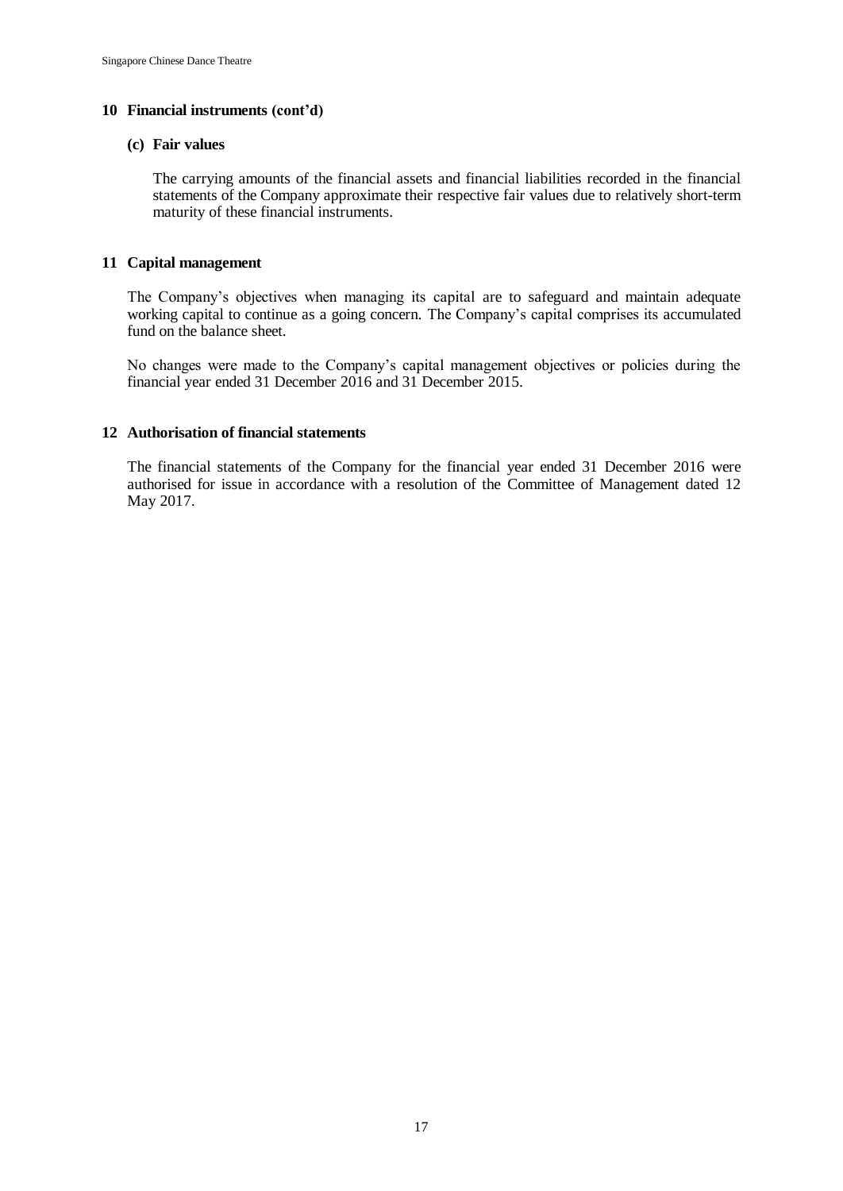## 10 Financial instruments (cont'd)

### (c) Fair values

The carrying amounts of the financial assets and financial liabilities recorded in the financial statements of the Company approximate their respective fair values due to relatively short-term maturity of these financial instruments.

## 11 Capital management

The Company's objectives when managing its capital are to safeguard and maintain adequate working capital to continue as a going concern. The Company's capital comprises its accumulated fund on the balance sheet.

No changes were made to the Company's capital management objectives or policies during the financial year ended 31 December 2016 and 31 December 2015.

## 12 Authorisation of financial statements

The financial statements of the Company for the financial year ended 31 December 2016 were authorised for issue in accordance with a resolution of the Committee of Management dated 12 May 2017.